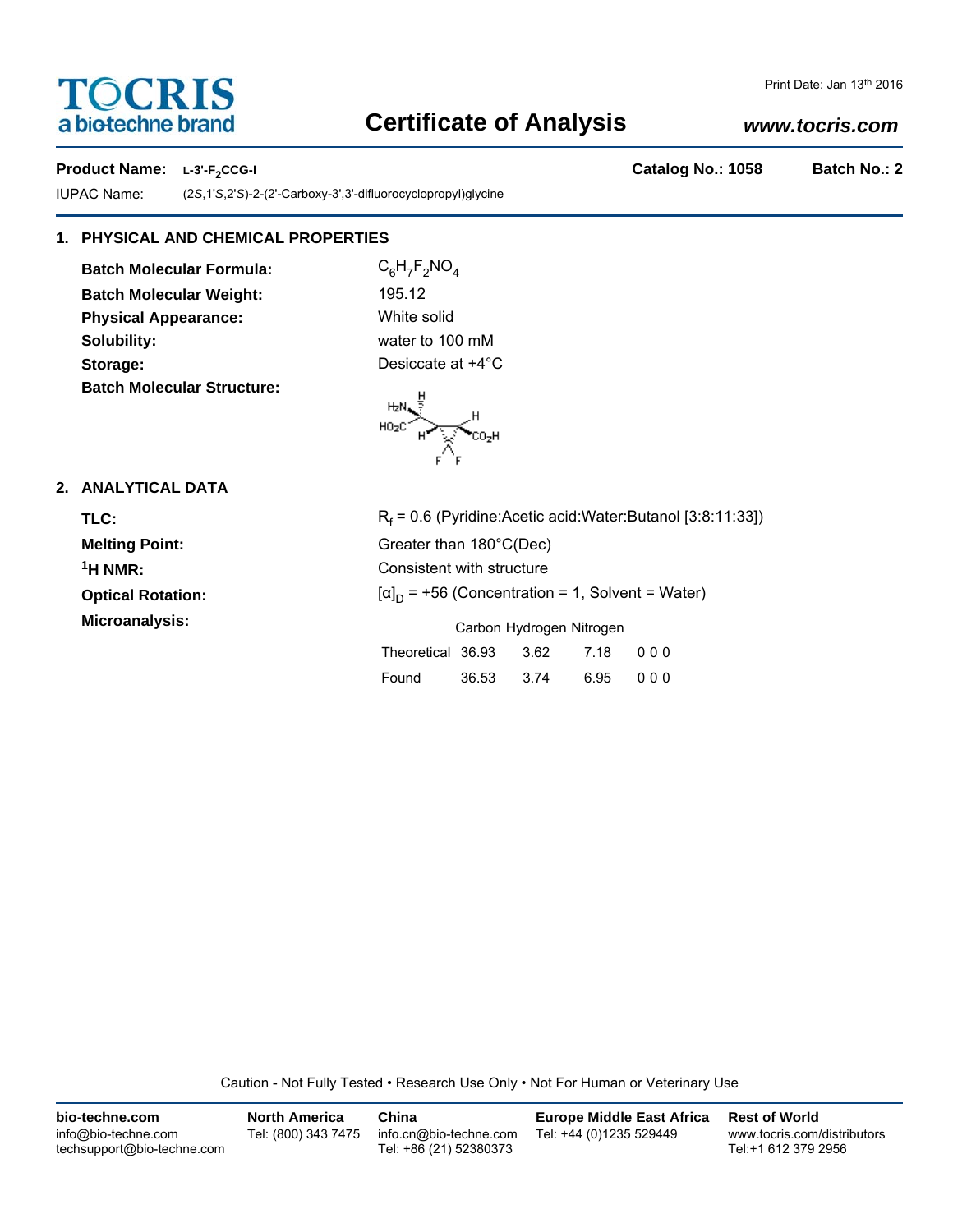TOCRIS
a biotechne brand

Print Date: Jan 13th 2016

# Certificate of Analysis

*www.tocris.com*

**Product Name:** **L-3'-$F_2$CCG-I** **Catalog No.: 1058** **Batch No.: 2**

IUPAC Name: (2*S*,1'*S*,2'*S*)-2-(2'-Carboxy-3',3'-difluorocyclopropyl)glycine

## 1. PHYSICAL AND CHEMICAL PROPERTIES

**Batch Molecular Formula:** $C_6H_7F_2NO_4$

**Batch Molecular Weight:** 195.12

**Physical Appearance:** White solid

**Solubility:** water to 100 mM

**Storage:** Desiccate at +4°C

**Batch Molecular Structure:**

## 2. ANALYTICAL DATA

**TLC:** $R_f$ = 0.6 (Pyridine:Acetic acid:Water:Butanol [3:8:11:33])

**Melting Point:** Greater than 180°C(Dec)

**$^1$H NMR:** Consistent with structure

**Optical Rotation:** $[\alpha]_D$ = +56 (Concentration = 1, Solvent = Water)

**Microanalysis:**

| | Carbon | Hydrogen | Nitrogen | |
|---|---|---|---|---|
| Theoretical | 36.93 | 3.62 | 7.18 | 0 0 0 |
| Found | 36.53 | 3.74 | 6.95 | 0 0 0 |

Caution - Not Fully Tested • Research Use Only • Not For Human or Veterinary Use

**bio-techne.com**
info@bio-techne.com
techsupport@bio-techne.com

**North America**
Tel: (800) 343 7475

**China**
info.cn@bio-techne.com
Tel: +86 (21) 52380373

**Europe Middle East Africa**
Tel: +44 (0)1235 529449

**Rest of World**
www.tocris.com/distributors
Tel:+1 612 379 2956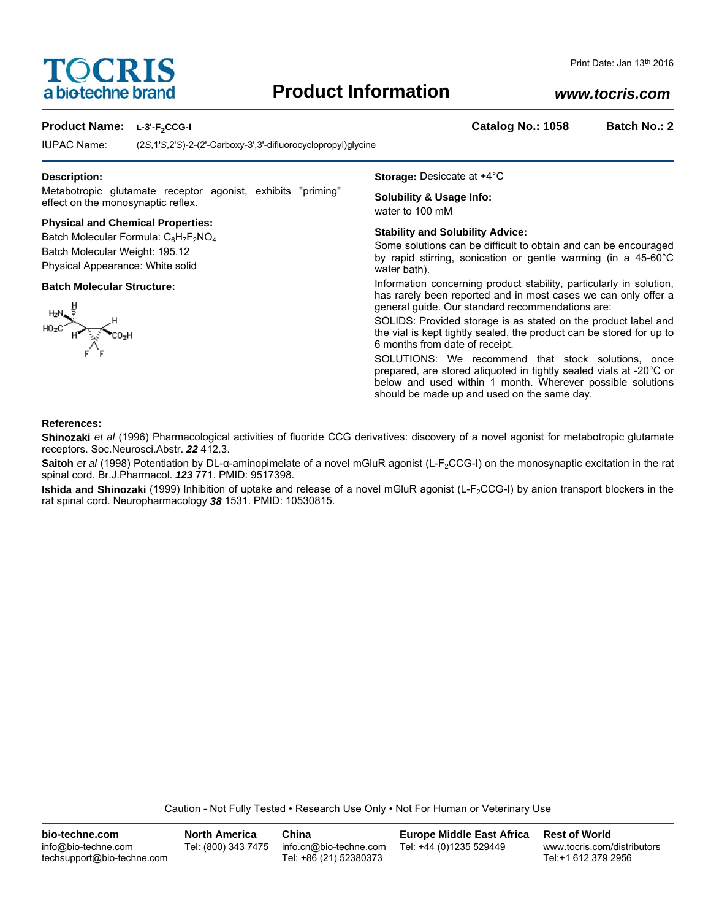# TOCRIS
a biotechne brand

Print Date: Jan 13th 2016

## Product Information

www.tocris.com

**Product Name:** L-3'-$F_2$CCG-I **Catalog No.: 1058** **Batch No.: 2**

IUPAC Name: (2*S*,1'*S*,2'*S*)-2-(2'-Carboxy-3',3'-difluorocyclopropyl)glycine

### Description:

Metabotropic glutamate receptor agonist, exhibits "priming" effect on the monosynaptic reflex.

### Physical and Chemical Properties:

Batch Molecular Formula: $C_6H_7F_2NO_4$

Batch Molecular Weight: 195.12

Physical Appearance: White solid

### Batch Molecular Structure:

$H_2N$ H $HO_2C$ H H $CO_2H$ F F

**Storage:** Desiccate at +4°C

**Solubility & Usage Info:**

water to 100 mM

**Stability and Solubility Advice:**

Some solutions can be difficult to obtain and can be encouraged by rapid stirring, sonication or gentle warming (in a 45-60°C water bath).

Information concerning product stability, particularly in solution, has rarely been reported and in most cases we can only offer a general guide. Our standard recommendations are:

SOLIDS: Provided storage is as stated on the product label and the vial is kept tightly sealed, the product can be stored for up to 6 months from date of receipt.

SOLUTIONS: We recommend that stock solutions, once prepared, are stored aliquoted in tightly sealed vials at -20°C or below and used within 1 month. Wherever possible solutions should be made up and used on the same day.

### References:

**Shinozaki** *et al* (1996) Pharmacological activities of fluoride CCG derivatives: discovery of a novel agonist for metabotropic glutamate receptors. Soc.Neurosci.Abstr. ***22*** 412.3.

**Saitoh** *et al* (1998) Potentiation by DL-α-aminopimelate of a novel mGluR agonist (L-$F_2$CCG-I) on the monosynaptic excitation in the rat spinal cord. Br.J.Pharmacol. ***123*** 771. PMID: 9517398.

**Ishida and Shinozaki** (1999) Inhibition of uptake and release of a novel mGluR agonist (L-$F_2$CCG-I) by anion transport blockers in the rat spinal cord. Neuropharmacology ***38*** 1531. PMID: 10530815.

Caution - Not Fully Tested • Research Use Only • Not For Human or Veterinary Use

**bio-techne.com**
info@bio-techne.com
techsupport@bio-techne.com

**North America**
Tel: (800) 343 7475

**China**
info.cn@bio-techne.com
Tel: +86 (21) 52380373

**Europe Middle East Africa**
Tel: +44 (0)1235 529449

**Rest of World**
www.tocris.com/distributors
Tel:+1 612 379 2956